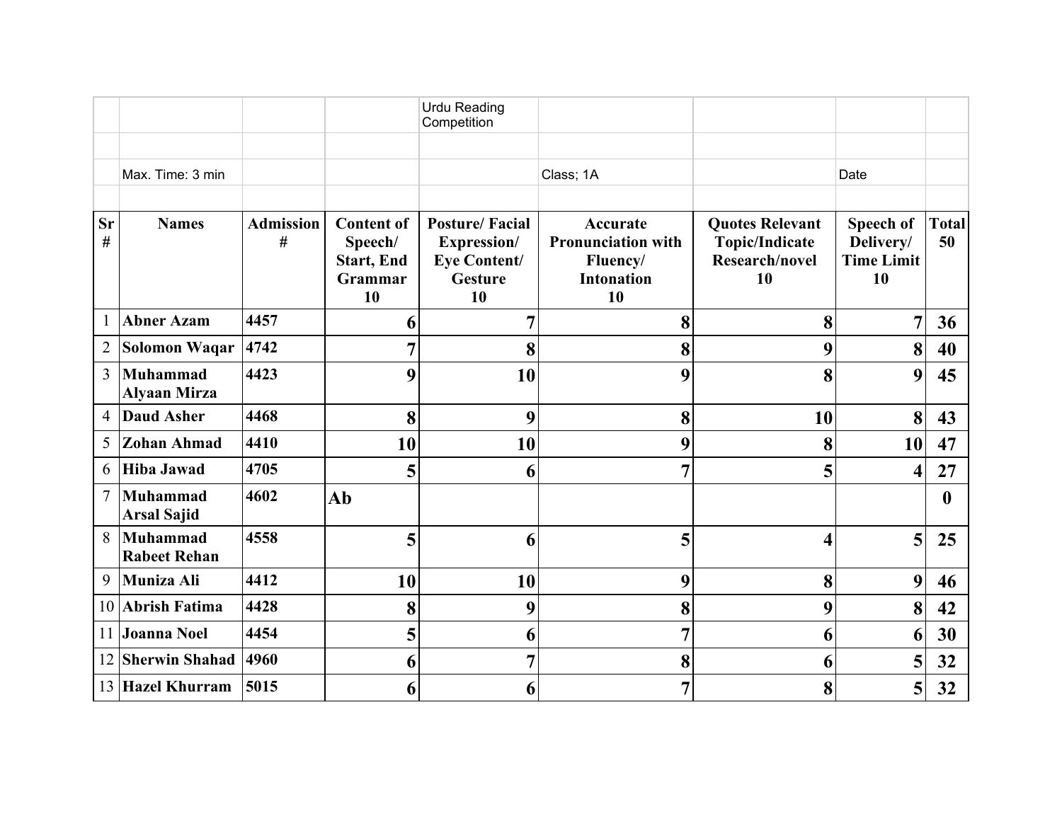Urdu Reading Competition

Max. Time: 3 min | Class; 1A | Date

| Sr # | Names | Admission # | Content of Speech/ Start, End Grammar 10 | Posture/ Facial Expression/ Eye Content/ Gesture 10 | Accurate Pronunciation with Fluency/ Intonation 10 | Quotes Relevant Topic/Indicate Research/novel 10 | Speech of Delivery/ Time Limit 10 | Total 50 |
|---|---|---|---|---|---|---|---|---|
| 1 | **Abner Azam** | **4457** | **6** | **7** | **8** | **8** | **7** | **36** |
| 2 | **Solomon Waqar** | **4742** | **7** | **8** | **8** | **9** | **8** | **40** |
| 3 | **Muhammad Alyaan Mirza** | **4423** | **9** | **10** | **9** | **8** | **9** | **45** |
| 4 | **Daud Asher** | **4468** | **8** | **9** | **8** | **10** | **8** | **43** |
| 5 | **Zohan Ahmad** | **4410** | **10** | **10** | **9** | **8** | **10** | **47** |
| 6 | **Hiba Jawad** | **4705** | **5** | **6** | **7** | **5** | **4** | **27** |
| 7 | **Muhammad Arsal Sajid** | **4602** | **Ab** | | | | | **0** |
| 8 | **Muhammad Rabeet Rehan** | **4558** | **5** | **6** | **5** | **4** | **5** | **25** |
| 9 | **Muniza Ali** | **4412** | **10** | **10** | **9** | **8** | **9** | **46** |
| 10 | **Abrish Fatima** | **4428** | **8** | **9** | **8** | **9** | **8** | **42** |
| 11 | **Joanna Noel** | **4454** | **5** | **6** | **7** | **6** | **6** | **30** |
| 12 | **Sherwin Shahad** | **4960** | **6** | **7** | **8** | **6** | **5** | **32** |
| 13 | **Hazel Khurram** | **5015** | **6** | **6** | **7** | **8** | **5** | **32** |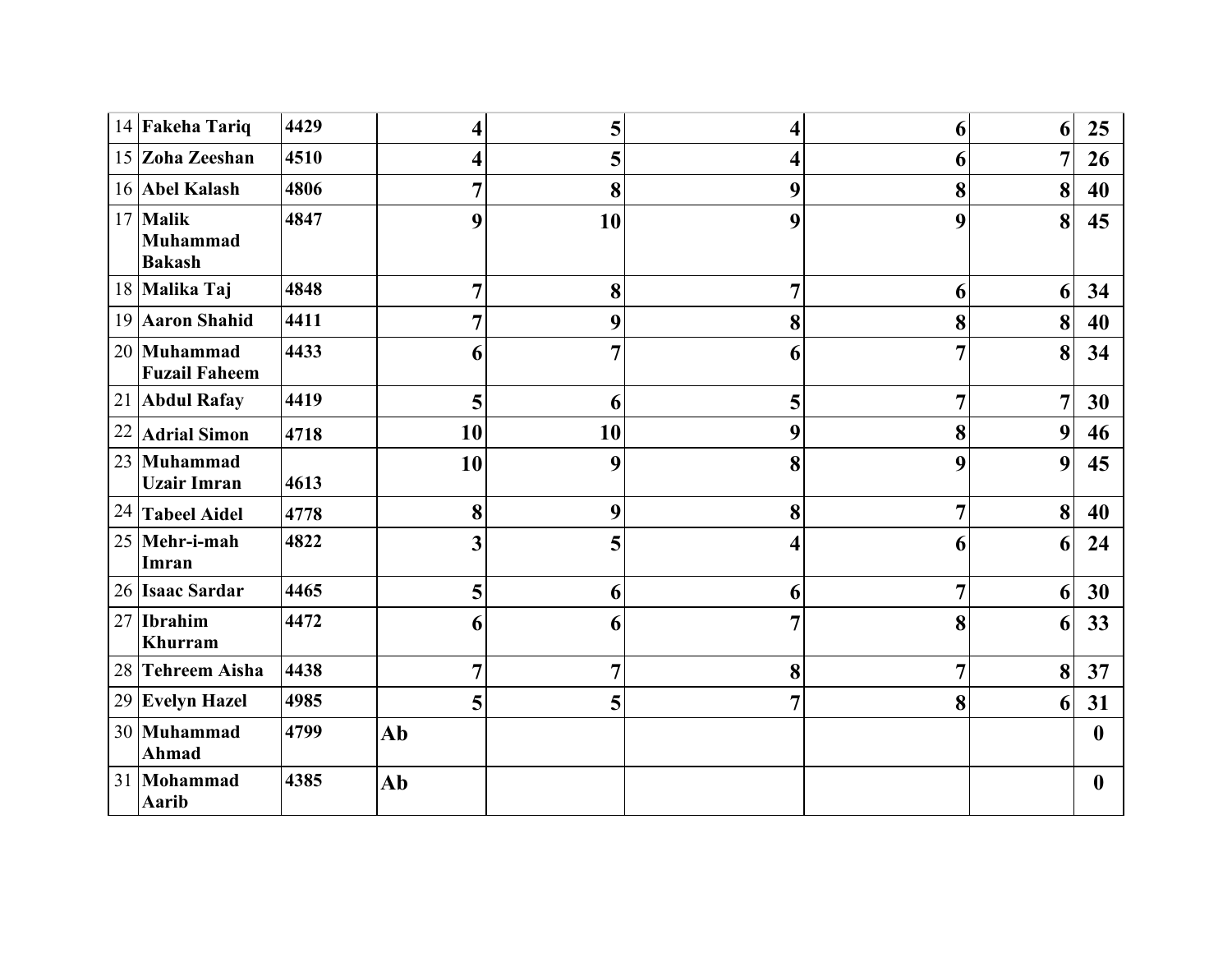| | | | | | | | | |
|---|---|---|---|---|---|---|---|---|
| 14 | **Fakeha Tariq** | **4429** | **4** | **5** | **4** | **6** | **6** | **25** |
| 15 | **Zoha Zeeshan** | **4510** | **4** | **5** | **4** | **6** | **7** | **26** |
| 16 | **Abel Kalash** | **4806** | **7** | **8** | **9** | **8** | **8** | **40** |
| 17 | **Malik Muhammad Bakash** | **4847** | **9** | **10** | **9** | **9** | **8** | **45** |
| 18 | **Malika Taj** | **4848** | **7** | **8** | **7** | **6** | **6** | **34** |
| 19 | **Aaron Shahid** | **4411** | **7** | **9** | **8** | **8** | **8** | **40** |
| 20 | **Muhammad Fuzail Faheem** | **4433** | **6** | **7** | **6** | **7** | **8** | **34** |
| 21 | **Abdul Rafay** | **4419** | **5** | **6** | **5** | **7** | **7** | **30** |
| 22 | **Adrial Simon** | **4718** | **10** | **10** | **9** | **8** | **9** | **46** |
| 23 | **Muhammad Uzair Imran** | **4613** | **10** | **9** | **8** | **9** | **9** | **45** |
| 24 | **Tabeel Aidel** | **4778** | **8** | **9** | **8** | **7** | **8** | **40** |
| 25 | **Mehr-i-mah Imran** | **4822** | **3** | **5** | **4** | **6** | **6** | **24** |
| 26 | **Isaac Sardar** | **4465** | **5** | **6** | **6** | **7** | **6** | **30** |
| 27 | **Ibrahim Khurram** | **4472** | **6** | **6** | **7** | **8** | **6** | **33** |
| 28 | **Tehreem Aisha** | **4438** | **7** | **7** | **8** | **7** | **8** | **37** |
| 29 | **Evelyn Hazel** | **4985** | **5** | **5** | **7** | **8** | **6** | **31** |
| 30 | **Muhammad Ahmad** | **4799** | **Ab** | | | | | **0** |
| 31 | **Mohammad Aarib** | **4385** | **Ab** | | | | | **0** |